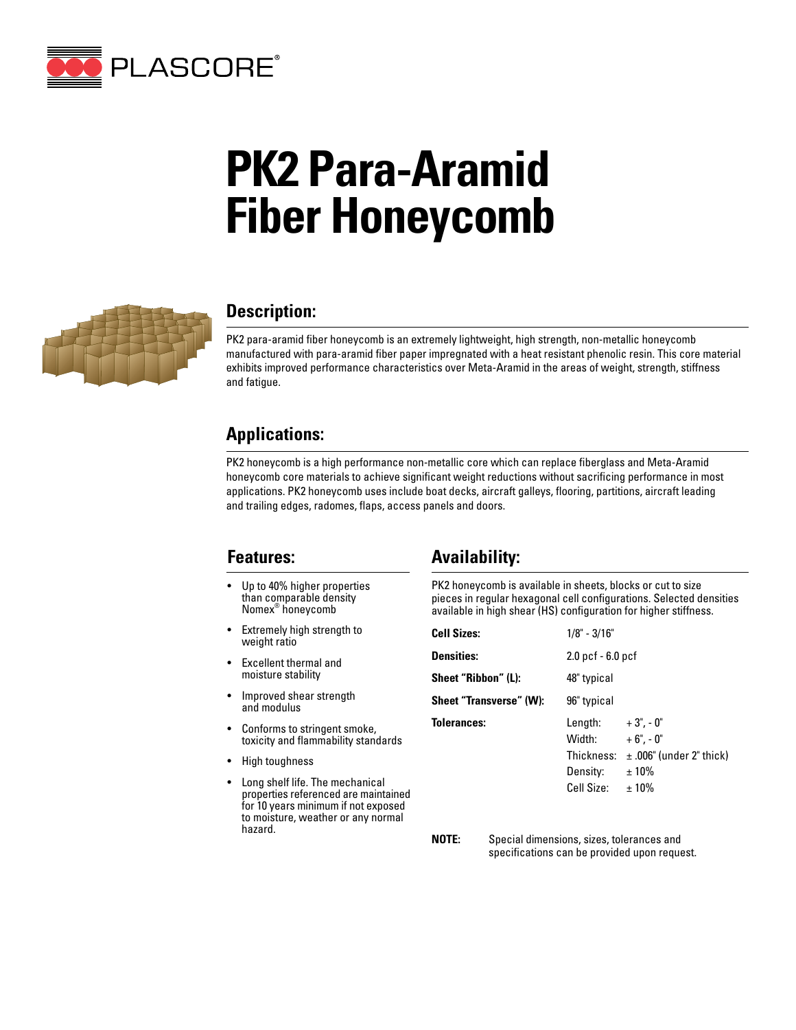PLASCORE®

# PK2 Para-Aramid Fiber Honeycomb

## Description:

PK2 para-aramid fiber honeycomb is an extremely lightweight, high strength, non-metallic honeycomb manufactured with para-aramid fiber paper impregnated with a heat resistant phenolic resin. This core material exhibits improved performance characteristics over Meta-Aramid in the areas of weight, strength, stiffness and fatigue.

## Applications:

PK2 honeycomb is a high performance non-metallic core which can replace fiberglass and Meta-Aramid honeycomb core materials to achieve significant weight reductions without sacrificing performance in most applications. PK2 honeycomb uses include boat decks, aircraft galleys, flooring, partitions, aircraft leading and trailing edges, radomes, flaps, access panels and doors.

## Features:

- Up to 40% higher properties than comparable density Nomex® honeycomb
- Extremely high strength to weight ratio
- Excellent thermal and moisture stability
- Improved shear strength and modulus
- Conforms to stringent smoke, toxicity and flammability standards
- High toughness
- Long shelf life. The mechanical properties referenced are maintained for 10 years minimum if not exposed to moisture, weather or any normal hazard.

## Availability:

PK2 honeycomb is available in sheets, blocks or cut to size pieces in regular hexagonal cell configurations. Selected densities available in high shear (HS) configuration for higher stiffness.

| | | |
|---|---|---|
| **Cell Sizes:** | 1/8" - 3/16" | |
| **Densities:** | 2.0 pcf - 6.0 pcf | |
| **Sheet "Ribbon" (L):** | 48" typical | |
| **Sheet "Transverse" (W):** | 96" typical | |
| **Tolerances:** | Length: | + 3", - 0" |
| | Width: | + 6", - 0" |
| | Thickness: | ± .006" (under 2" thick) |
| | Density: | ± 10% |
| | Cell Size: | ± 10% |

**NOTE:** Special dimensions, sizes, tolerances and specifications can be provided upon request.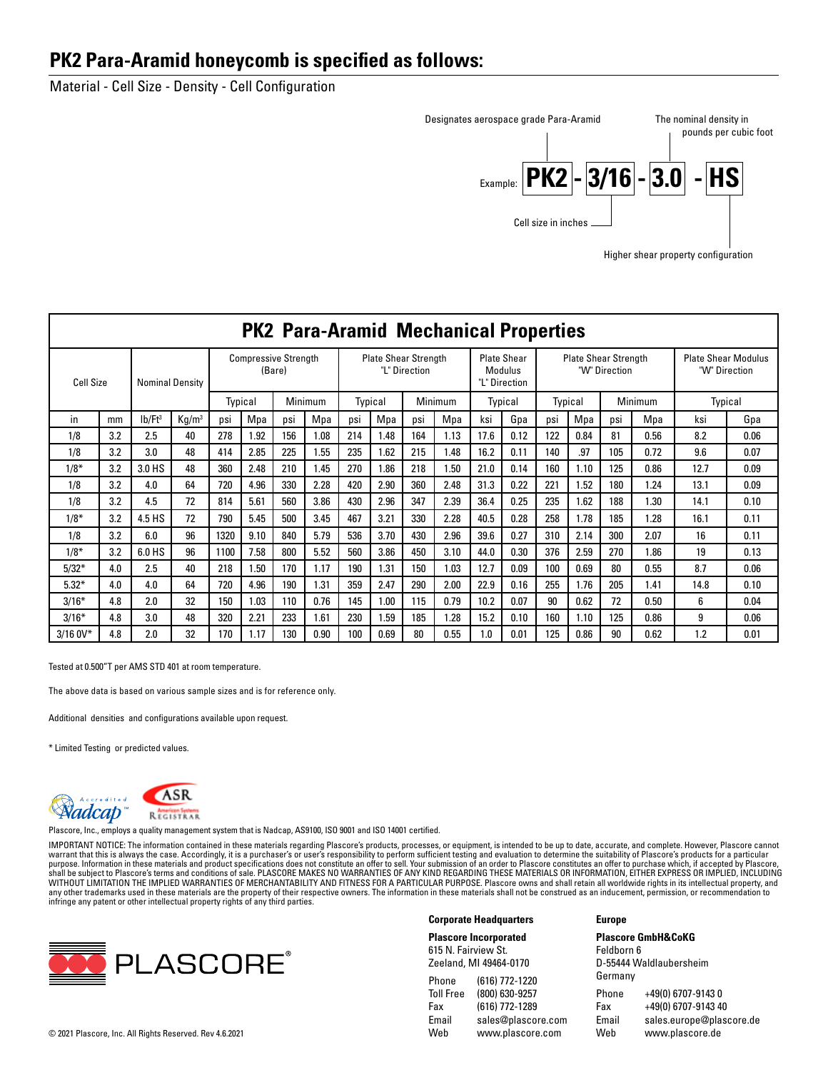# PK2 Para-Aramid honeycomb is specified as follows:

Material - Cell Size - Density - Cell Configuration

Designates aerospace grade Para-Aramid

The nominal density in pounds per cubic foot

Example: **PK2 - 3/16 - 3.0 - HS**

Cell size in inches

Higher shear property configuration

## PK2 Para-Aramid Mechanical Properties

| Cell Size | | Nominal Density | | Compressive Strength (Bare) | | | | Plate Shear Strength "L" Direction | | | | Plate Shear Modulus "L" Direction | | Plate Shear Strength "W" Direction | | | | Plate Shear Modulus "W" Direction | |
|---|---|---|---|---|---|---|---|---|---|---|---|---|---|---|---|---|---|---|---|
| | | | | Typical | | Minimum | | Typical | | Minimum | | Typical | | Typical | | Minimum | | Typical | |
| in | mm | lb/Ft³ | Kg/m³ | psi | Mpa | psi | Mpa | psi | Mpa | psi | Mpa | ksi | Gpa | psi | Mpa | psi | Mpa | ksi | Gpa |
| 1/8 | 3.2 | 2.5 | 40 | 278 | 1.92 | 156 | 1.08 | 214 | 1.48 | 164 | 1.13 | 17.6 | 0.12 | 122 | 0.84 | 81 | 0.56 | 8.2 | 0.06 |
| 1/8 | 3.2 | 3.0 | 48 | 414 | 2.85 | 225 | 1.55 | 235 | 1.62 | 215 | 1.48 | 16.2 | 0.11 | 140 | .97 | 105 | 0.72 | 9.6 | 0.07 |
| 1/8* | 3.2 | 3.0 HS | 48 | 360 | 2.48 | 210 | 1.45 | 270 | 1.86 | 218 | 1.50 | 21.0 | 0.14 | 160 | 1.10 | 125 | 0.86 | 12.7 | 0.09 |
| 1/8 | 3.2 | 4.0 | 64 | 720 | 4.96 | 330 | 2.28 | 420 | 2.90 | 360 | 2.48 | 31.3 | 0.22 | 221 | 1.52 | 180 | 1.24 | 13.1 | 0.09 |
| 1/8 | 3.2 | 4.5 | 72 | 814 | 5.61 | 560 | 3.86 | 430 | 2.96 | 347 | 2.39 | 36.4 | 0.25 | 235 | 1.62 | 188 | 1.30 | 14.1 | 0.10 |
| 1/8* | 3.2 | 4.5 HS | 72 | 790 | 5.45 | 500 | 3.45 | 467 | 3.21 | 330 | 2.28 | 40.5 | 0.28 | 258 | 1.78 | 185 | 1.28 | 16.1 | 0.11 |
| 1/8 | 3.2 | 6.0 | 96 | 1320 | 9.10 | 840 | 5.79 | 536 | 3.70 | 430 | 2.96 | 39.6 | 0.27 | 310 | 2.14 | 300 | 2.07 | 16 | 0.11 |
| 1/8* | 3.2 | 6.0 HS | 96 | 1100 | 7.58 | 800 | 5.52 | 560 | 3.86 | 450 | 3.10 | 44.0 | 0.30 | 376 | 2.59 | 270 | 1.86 | 19 | 0.13 |
| 5/32* | 4.0 | 2.5 | 40 | 218 | 1.50 | 170 | 1.17 | 190 | 1.31 | 150 | 1.03 | 12.7 | 0.09 | 100 | 0.69 | 80 | 0.55 | 8.7 | 0.06 |
| 5.32* | 4.0 | 4.0 | 64 | 720 | 4.96 | 190 | 1.31 | 359 | 2.47 | 290 | 2.00 | 22.9 | 0.16 | 255 | 1.76 | 205 | 1.41 | 14.8 | 0.10 |
| 3/16* | 4.8 | 2.0 | 32 | 150 | 1.03 | 110 | 0.76 | 145 | 1.00 | 115 | 0.79 | 10.2 | 0.07 | 90 | 0.62 | 72 | 0.50 | 6 | 0.04 |
| 3/16* | 4.8 | 3.0 | 48 | 320 | 2.21 | 233 | 1.61 | 230 | 1.59 | 185 | 1.28 | 15.2 | 0.10 | 160 | 1.10 | 125 | 0.86 | 9 | 0.06 |
| 3/16 OV* | 4.8 | 2.0 | 32 | 170 | 1.17 | 130 | 0.90 | 100 | 0.69 | 80 | 0.55 | 1.0 | 0.01 | 125 | 0.86 | 90 | 0.62 | 1.2 | 0.01 |

Tested at 0.500"T per AMS STD 401 at room temperature.

The above data is based on various sample sizes and is for reference only.

Additional densities and configurations available upon request.

* Limited Testing or predicted values.

Plascore, Inc., employs a quality management system that is Nadcap, AS9100, ISO 9001 and ISO 14001 certified.

IMPORTANT NOTICE: The information contained in these materials regarding Plascore's products, processes, or equipment, is intended to be up to date, accurate, and complete. However, Plascore cannot warrant that this is always the case. Accordingly, it is a purchaser's or user's responsibility to perform sufficient testing and evaluation to determine the suitability of Plascore's products for a particular purpose. Information in these materials and product specifications does not constitute an offer to sell. Your submission of an order to Plascore constitutes an offer to purchase which, if accepted by Plascore, shall be subject to Plascore's terms and conditions of sale. PLASCORE MAKES NO WARRANTIES OF ANY KIND REGARDING THESE MATERIALS OR INFORMATION, EITHER EXPRESS OR IMPLIED, INCLUDING WITHOUT LIMITATION THE IMPLIED WARRANTIES OF MERCHANTABILITY AND FITNESS FOR A PARTICULAR PURPOSE. Plascore owns and shall retain all worldwide rights in its intellectual property, and any other trademarks used in these materials are the property of their respective owners. The information in these materials shall not be construed as an inducement, permission, or recommendation to infringe any patent or other intellectual property rights of any third parties.

PLASCORE®

**Corporate Headquarters**

**Plascore Incorporated**
615 N. Fairview St.
Zeeland, MI 49464-0170

Phone (616) 772-1220
Toll Free (800) 630-9257
Fax (616) 772-1289
Email sales@plascore.com
Web www.plascore.com

**Europe**

**Plascore GmbH&CoKG**
Feldborn 6
D-55444 Waldlaubersheim
Germany

Phone +49(0) 6707-9143 0
Fax +49(0) 6707-9143 40
Email sales.europe@plascore.de
Web www.plascore.de

© 2021 Plascore, Inc. All Rights Reserved. Rev 4.6.2021